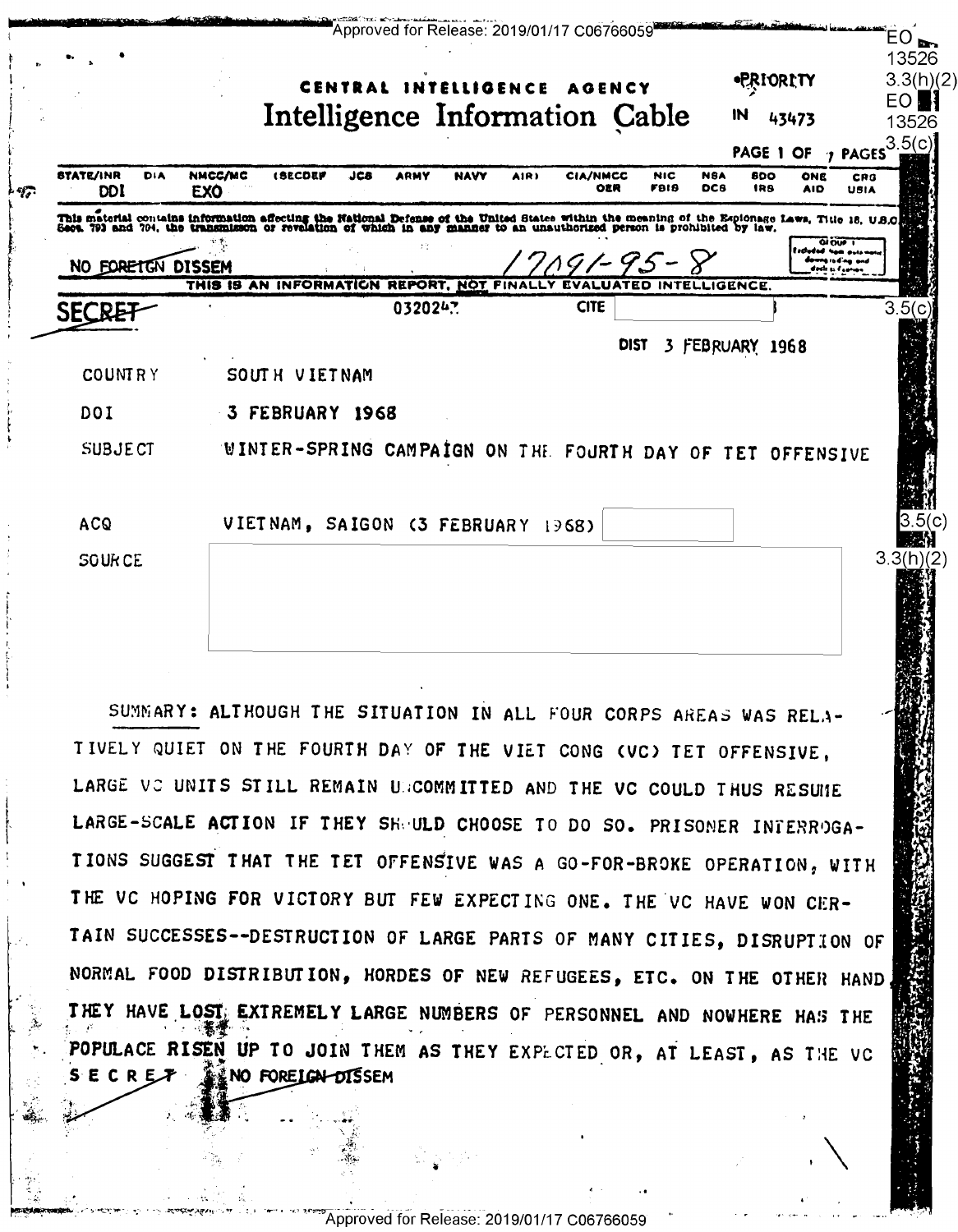CENTRAL INTELLIGENCE AGENCY

# Intelligence Information Cable

PRIORITY

IN 43473

| STATE/INR | DIA | NMCC/MC | (SECDEF | JCS | ARMY | NAVY | AIR) | CIA/NMCC | NIC | NSA | SDO | ONE | CRS |
|---|---|---|---|---|---|---|---|---|---|---|---|---|---|
| | | | | | | | | OER | FBIS | DCS | IRS | AID | USIA |
| DDI | | EXO | | | | | | | | | | | |

This material contains information affecting the National Defense of the United States within the meaning of the Espionage Laws, Title 18, U.S.C. Secs. 793 and 794, the transmission or revelation of which in any manner to an unauthorized person is prohibited by law.

GROUP 1 Excluded from automatic downgrading and declassification

NO FOREIGN DISSEM

17091-95-8

THIS IS AN INFORMATION REPORT, NOT FINALLY EVALUATED INTELLIGENCE.

SECRET

032024Z

CITE

DIST 3 FEBRUARY 1968

COUNTRY SOUTH VIETNAM

DOI 3 FEBRUARY 1968

SUBJECT WINTER-SPRING CAMPAIGN ON THE FOURTH DAY OF TET OFFENSIVE

ACQ VIETNAM, SAIGON (3 FEBRUARY 1968)

SOURCE

SUMMARY: ALTHOUGH THE SITUATION IN ALL FOUR CORPS AREAS WAS RELATIVELY QUIET ON THE FOURTH DAY OF THE VIET CONG (VC) TET OFFENSIVE, LARGE VC UNITS STILL REMAIN UNCOMMITTED AND THE VC COULD THUS RESUME LARGE-SCALE ACTION IF THEY SHOULD CHOOSE TO DO SO. PRISONER INTERROGATIONS SUGGEST THAT THE TET OFFENSIVE WAS A GO-FOR-BROKE OPERATION, WITH THE VC HOPING FOR VICTORY BUT FEW EXPECTING ONE. THE VC HAVE WON CERTAIN SUCCESSES--DESTRUCTION OF LARGE PARTS OF MANY CITIES, DISRUPTION OF NORMAL FOOD DISTRIBUTION, HORDES OF NEW REFUGEES, ETC. ON THE OTHER HAND, THEY HAVE LOST EXTREMELY LARGE NUMBERS OF PERSONNEL AND NOWHERE HAS THE POPULACE RISEN UP TO JOIN THEM AS THEY EXPECTED OR, AT LEAST, AS THE VC

SECRET NO FOREIGN DISSEM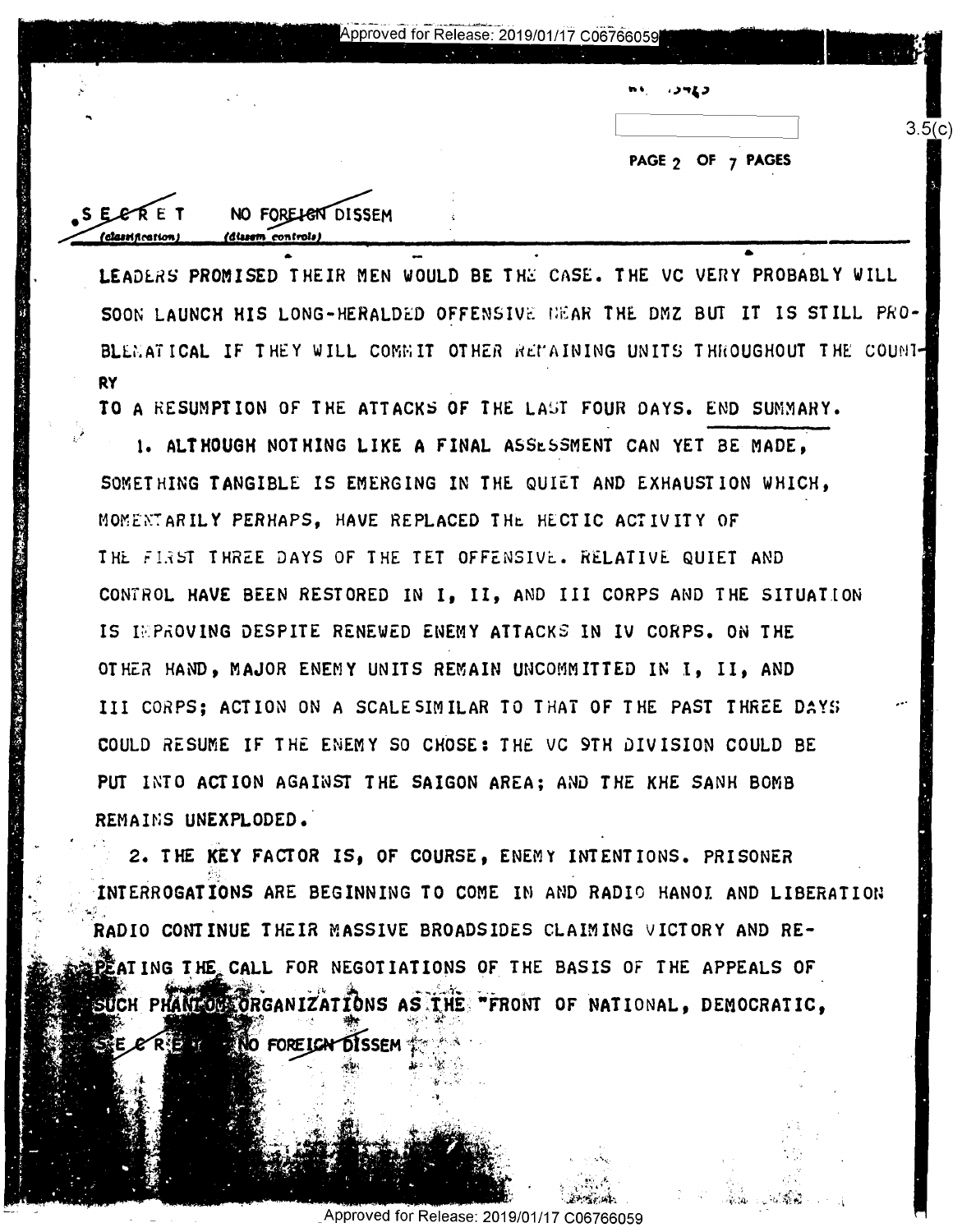SECRET NO FOREIGN DISSEM

LEADERS PROMISED THEIR MEN WOULD BE THE CASE. THE VC VERY PROBABLY WILL SOON LAUNCH HIS LONG-HERALDED OFFENSIVE NEAR THE DMZ BUT IT IS STILL PROBLEMATICAL IF THEY WILL COMMIT OTHER REMAINING UNITS THROUGHOUT THE COUNTRY TO A RESUMPTION OF THE ATTACKS OF THE LAST FOUR DAYS. END SUMMARY.

1. ALTHOUGH NOTHING LIKE A FINAL ASSESSMENT CAN YET BE MADE, SOMETHING TANGIBLE IS EMERGING IN THE QUIET AND EXHAUSTION WHICH, MOMENTARILY PERHAPS, HAVE REPLACED THE HECTIC ACTIVITY OF THE FIRST THREE DAYS OF THE TET OFFENSIVE. RELATIVE QUIET AND CONTROL HAVE BEEN RESTORED IN I, II, AND III CORPS AND THE SITUATION IS IMPROVING DESPITE RENEWED ENEMY ATTACKS IN IV CORPS. ON THE OTHER HAND, MAJOR ENEMY UNITS REMAIN UNCOMMITTED IN I, II, AND III CORPS; ACTION ON A SCALE SIMILAR TO THAT OF THE PAST THREE DAYS COULD RESUME IF THE ENEMY SO CHOSE: THE VC 9TH DIVISION COULD BE PUT INTO ACTION AGAINST THE SAIGON AREA; AND THE KHE SANH BOMB REMAINS UNEXPLODED.

2. THE KEY FACTOR IS, OF COURSE, ENEMY INTENTIONS. PRISONER INTERROGATIONS ARE BEGINNING TO COME IN AND RADIO HANOI AND LIBERATION RADIO CONTINUE THEIR MASSIVE BROADSIDES CLAIMING VICTORY AND REPEATING THE CALL FOR NEGOTIATIONS OF THE BASIS OF THE APPEALS OF SUCH PHANTOM ORGANIZATIONS AS THE "FRONT OF NATIONAL, DEMOCRATIC,

SECRET NO FOREIGN DISSEM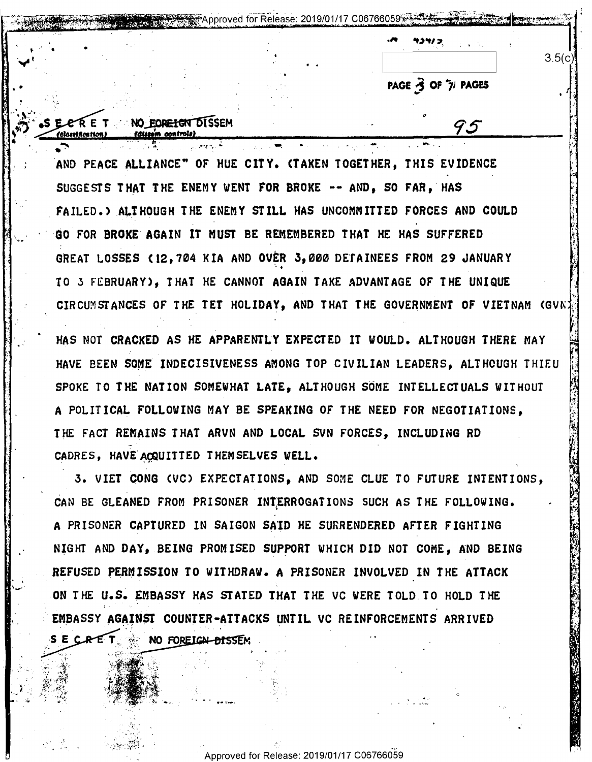SECRET NO FOREIGN DISSEM

AND PEACE ALLIANCE" OF HUE CITY. (TAKEN TOGETHER, THIS EVIDENCE SUGGESTS THAT THE ENEMY WENT FOR BROKE -- AND, SO FAR, HAS FAILED.) ALTHOUGH THE ENEMY STILL HAS UNCOMMITTED FORCES AND COULD GO FOR BROKE AGAIN IT MUST BE REMEMBERED THAT HE HAS SUFFERED GREAT LOSSES (12,704 KIA AND OVER 3,000 DETAINEES FROM 29 JANUARY TO 3 FEBRUARY), THAT HE CANNOT AGAIN TAKE ADVANTAGE OF THE UNIQUE CIRCUMSTANCES OF THE TET HOLIDAY, AND THAT THE GOVERNMENT OF VIETNAM (GVN) HAS NOT CRACKED AS HE APPARENTLY EXPECTED IT WOULD. ALTHOUGH THERE MAY HAVE BEEN SOME INDECISIVENESS AMONG TOP CIVILIAN LEADERS, ALTHOUGH THIEU SPOKE TO THE NATION SOMEWHAT LATE, ALTHOUGH SOME INTELLECTUALS WITHOUT A POLITICAL FOLLOWING MAY BE SPEAKING OF THE NEED FOR NEGOTIATIONS, THE FACT REMAINS THAT ARVN AND LOCAL SVN FORCES, INCLUDING RD CADRES, HAVE ACQUITTED THEMSELVES WELL.

3. VIET CONG (VC) EXPECTATIONS, AND SOME CLUE TO FUTURE INTENTIONS, CAN BE GLEANED FROM PRISONER INTERROGATIONS SUCH AS THE FOLLOWING. A PRISONER CAPTURED IN SAIGON SAID HE SURRENDERED AFTER FIGHTING NIGHT AND DAY, BEING PROMISED SUPPORT WHICH DID NOT COME, AND BEING REFUSED PERMISSION TO WITHDRAW. A PRISONER INVOLVED IN THE ATTACK ON THE U.S. EMBASSY HAS STATED THAT THE VC WERE TOLD TO HOLD THE EMBASSY AGAINST COUNTER-ATTACKS UNTIL VC REINFORCEMENTS ARRIVED

SECRET NO FOREIGN DISSEM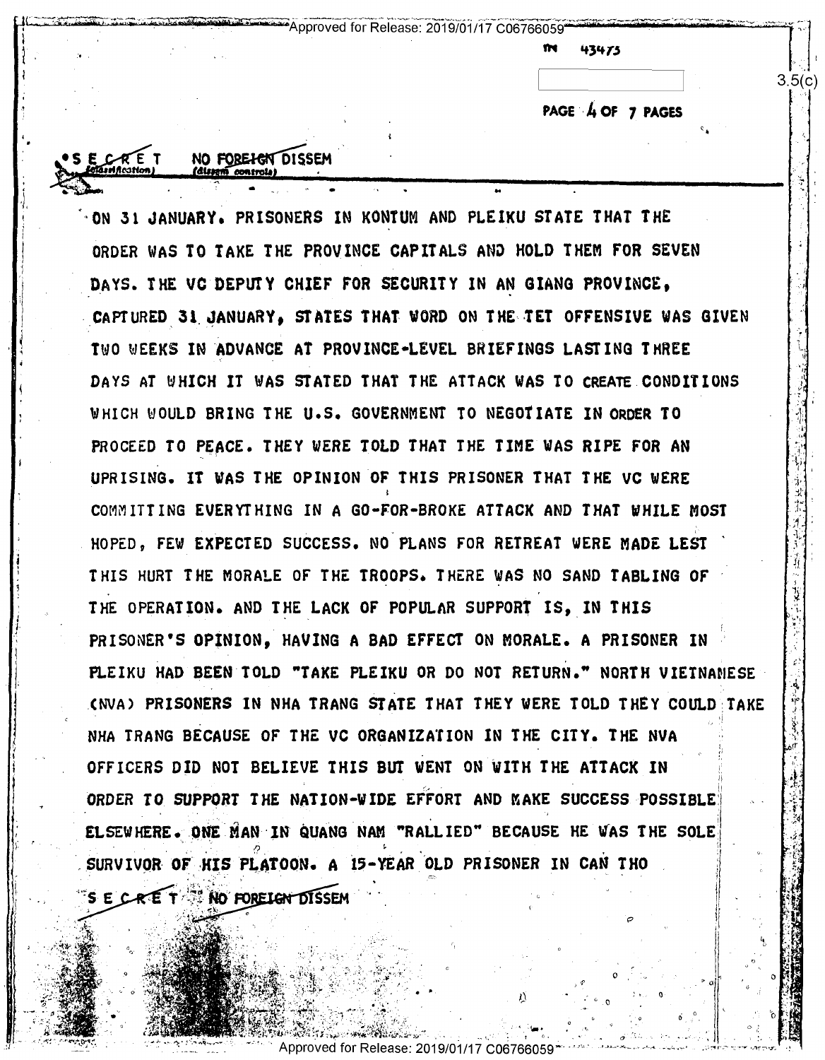SECRET NO FOREIGN DISSEM

ON 31 JANUARY. PRISONERS IN KONTUM AND PLEIKU STATE THAT THE ORDER WAS TO TAKE THE PROVINCE CAPITALS AND HOLD THEM FOR SEVEN DAYS. THE VC DEPUTY CHIEF FOR SECURITY IN AN GIANG PROVINCE, CAPTURED 31 JANUARY, STATES THAT WORD ON THE TET OFFENSIVE WAS GIVEN TWO WEEKS IN ADVANCE AT PROVINCE-LEVEL BRIEFINGS LASTING THREE DAYS AT WHICH IT WAS STATED THAT THE ATTACK WAS TO CREATE CONDITIONS WHICH WOULD BRING THE U.S. GOVERNMENT TO NEGOTIATE IN ORDER TO PROCEED TO PEACE. THEY WERE TOLD THAT THE TIME WAS RIPE FOR AN UPRISING. IT WAS THE OPINION OF THIS PRISONER THAT THE VC WERE COMMITTING EVERYTHING IN A GO-FOR-BROKE ATTACK AND THAT WHILE MOST HOPED, FEW EXPECTED SUCCESS. NO PLANS FOR RETREAT WERE MADE LEST THIS HURT THE MORALE OF THE TROOPS. THERE WAS NO SAND TABLING OF THE OPERATION. AND THE LACK OF POPULAR SUPPORT IS, IN THIS PRISONER'S OPINION, HAVING A BAD EFFECT ON MORALE. A PRISONER IN PLEIKU HAD BEEN TOLD "TAKE PLEIKU OR DO NOT RETURN." NORTH VIETNAMESE (NVA) PRISONERS IN NHA TRANG STATE THAT THEY WERE TOLD THEY COULD TAKE NHA TRANG BECAUSE OF THE VC ORGANIZATION IN THE CITY. THE NVA OFFICERS DID NOT BELIEVE THIS BUT WENT ON WITH THE ATTACK IN ORDER TO SUPPORT THE NATION-WIDE EFFORT AND MAKE SUCCESS POSSIBLE ELSEWHERE. ONE MAN IN QUANG NAM "RALLIED" BECAUSE HE WAS THE SOLE SURVIVOR OF HIS PLATOON. A 15-YEAR OLD PRISONER IN CAN THO

SECRET NO FOREIGN DISSEM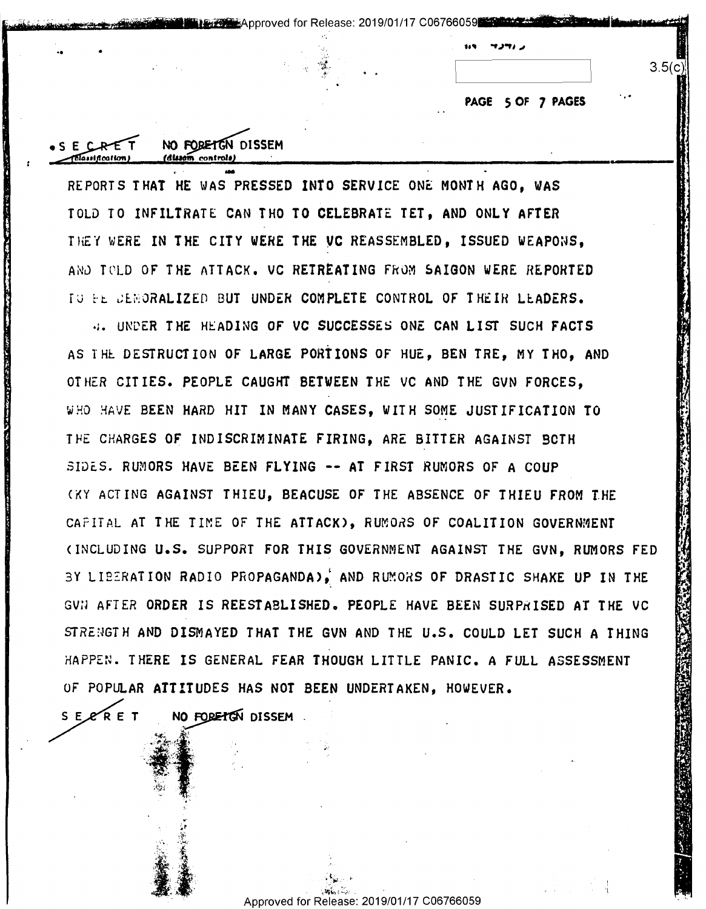SECRET NO FOREIGN DISSEM

REPORTS THAT HE WAS PRESSED INTO SERVICE ONE MONTH AGO, WAS TOLD TO INFILTRATE CAN THO TO CELEBRATE TET, AND ONLY AFTER THEY WERE IN THE CITY WERE THE VC REASSEMBLED, ISSUED WEAPONS, AND TOLD OF THE ATTACK. VC RETREATING FROM SAIGON WERE REPORTED TO BE DEMORALIZED BUT UNDER COMPLETE CONTROL OF THEIR LEADERS.

4. UNDER THE HEADING OF VC SUCCESSES ONE CAN LIST SUCH FACTS AS THE DESTRUCTION OF LARGE PORTIONS OF HUE, BEN TRE, MY THO, AND OTHER CITIES. PEOPLE CAUGHT BETWEEN THE VC AND THE GVN FORCES, WHO HAVE BEEN HARD HIT IN MANY CASES, WITH SOME JUSTIFICATION TO THE CHARGES OF INDISCRIMINATE FIRING, ARE BITTER AGAINST BOTH SIDES. RUMORS HAVE BEEN FLYING -- AT FIRST RUMORS OF A COUP (KY ACTING AGAINST THIEU, BEACUSE OF THE ABSENCE OF THIEU FROM THE CAPITAL AT THE TIME OF THE ATTACK), RUMORS OF COALITION GOVERNMENT (INCLUDING U.S. SUPPORT FOR THIS GOVERNMENT AGAINST THE GVN, RUMORS FED BY LIBERATION RADIO PROPAGANDA), AND RUMORS OF DRASTIC SHAKE UP IN THE GVN AFTER ORDER IS REESTABLISHED. PEOPLE HAVE BEEN SURPRISED AT THE VC STRENGTH AND DISMAYED THAT THE GVN AND THE U.S. COULD LET SUCH A THING HAPPEN. THERE IS GENERAL FEAR THOUGH LITTLE PANIC. A FULL ASSESSMENT OF POPULAR ATTITUDES HAS NOT BEEN UNDERTAKEN, HOWEVER.

SECRET NO FOREIGN DISSEM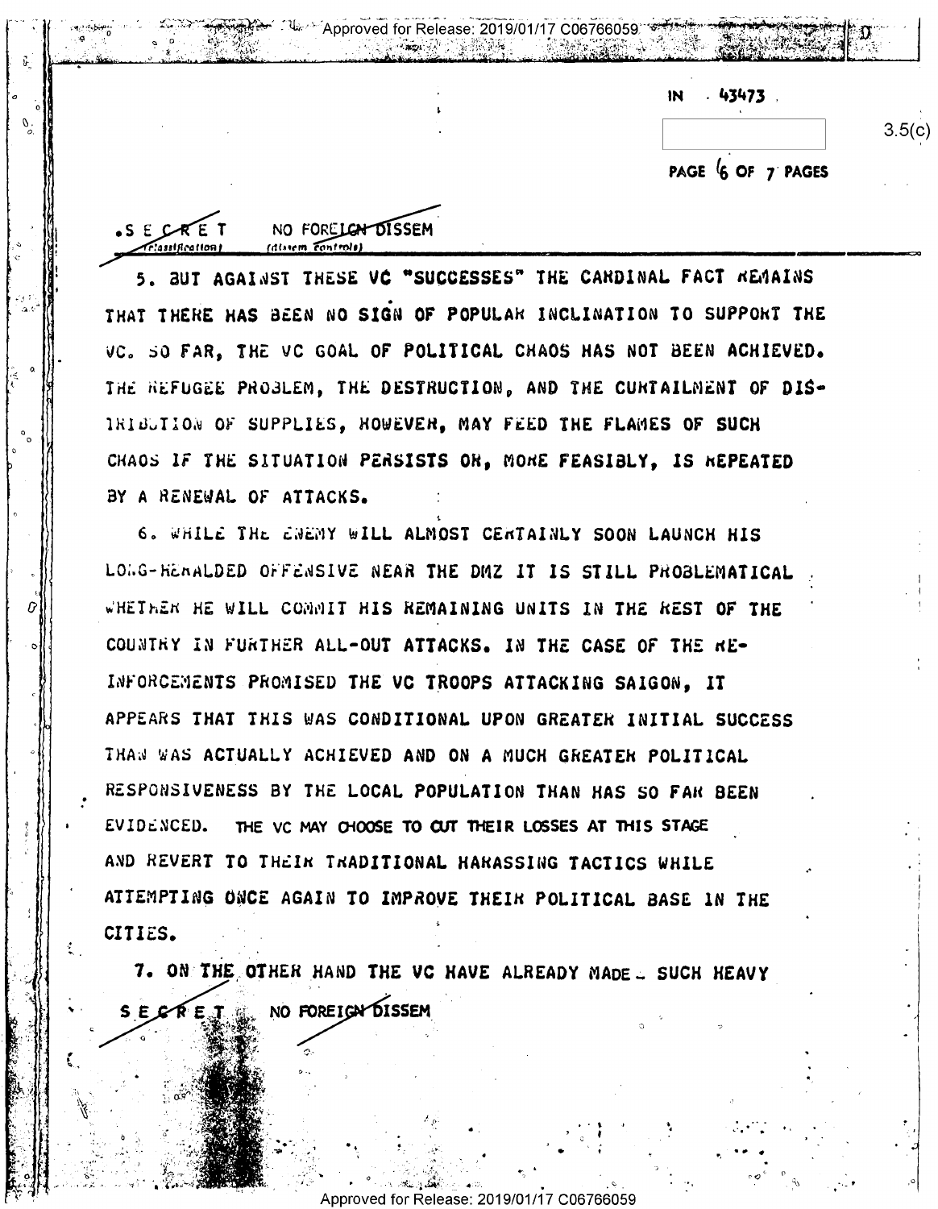IN 43473

3.5(c)

SECRET NO FOREIGN DISSEM

5. BUT AGAINST THESE VC "SUCCESSES" THE CARDINAL FACT REMAINS THAT THERE HAS BEEN NO SIGN OF POPULAR INCLINATION TO SUPPORT THE VC. SO FAR, THE VC GOAL OF POLITICAL CHAOS HAS NOT BEEN ACHIEVED. THE REFUGEE PROBLEM, THE DESTRUCTION, AND THE CURTAILMENT OF DISTRIBUTION OF SUPPLIES, HOWEVER, MAY FEED THE FLAMES OF SUCH CHAOS IF THE SITUATION PERSISTS OR, MORE FEASIBLY, IS REPEATED BY A RENEWAL OF ATTACKS.

6. WHILE THE ENEMY WILL ALMOST CERTAINLY SOON LAUNCH HIS LONG-HERALDED OFFENSIVE NEAR THE DMZ IT IS STILL PROBLEMATICAL WHETHER HE WILL COMMIT HIS REMAINING UNITS IN THE REST OF THE COUNTRY IN FURTHER ALL-OUT ATTACKS. IN THE CASE OF THE REINFORCEMENTS PROMISED THE VC TROOPS ATTACKING SAIGON, IT APPEARS THAT THIS WAS CONDITIONAL UPON GREATER INITIAL SUCCESS THAN WAS ACTUALLY ACHIEVED AND ON A MUCH GREATER POLITICAL RESPONSIVENESS BY THE LOCAL POPULATION THAN HAS SO FAR BEEN EVIDENCED. THE VC MAY CHOOSE TO CUT THEIR LOSSES AT THIS STAGE AND REVERT TO THEIR TRADITIONAL HARASSING TACTICS WHILE ATTEMPTING ONCE AGAIN TO IMPROVE THEIR POLITICAL BASE IN THE CITIES.

7. ON THE OTHER HAND THE VC HAVE ALREADY MADE SUCH HEAVY

SECRET NO FOREIGN DISSEM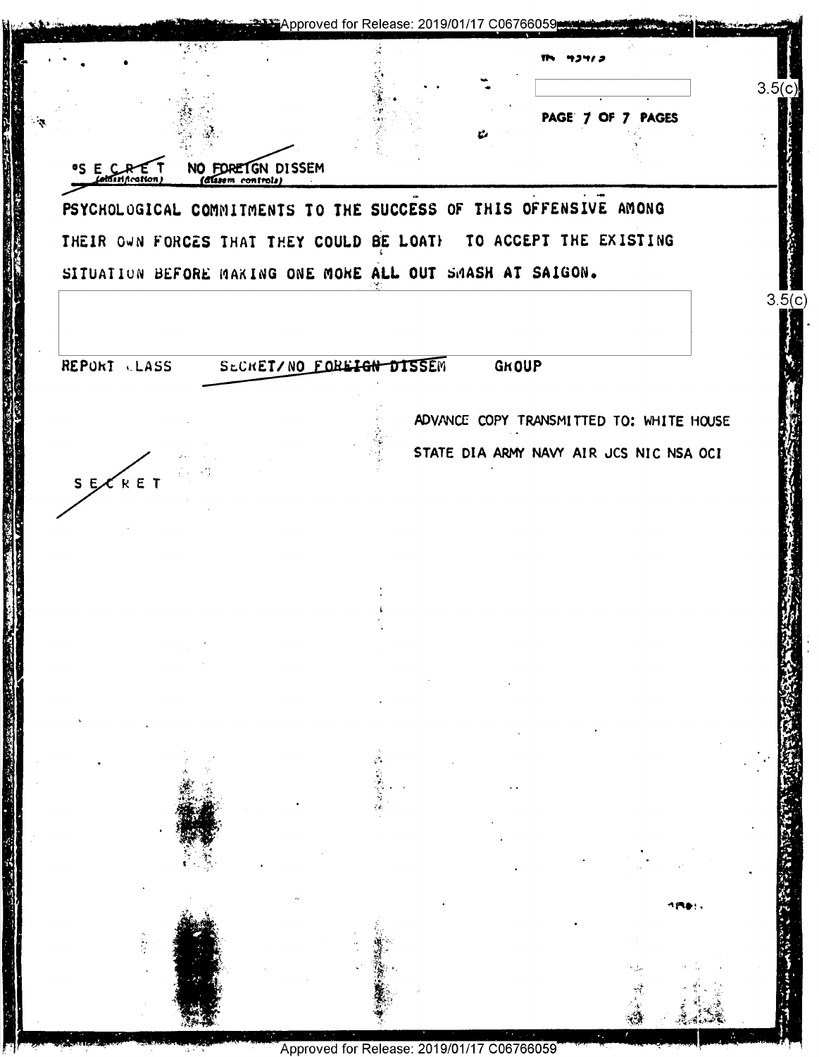TDCS 314/2

PAGE 7 OF 7 PAGES

SECRET NO FOREIGN DISSEM
(classification) (dissem controls)

PSYCHOLOGICAL COMMITMENTS TO THE SUCCESS OF THIS OFFENSIVE AMONG THEIR OWN FORCES THAT THEY COULD BE LOATH TO ACCEPT THE EXISTING SITUATION BEFORE MAKING ONE MORE ALL OUT SMASH AT SAIGON.

3.5(c)

REPORT CLASS SECRET/NO FOREIGN DISSEM GROUP

ADVANCE COPY TRANSMITTED TO: WHITE HOUSE STATE DIA ARMY NAVY AIR JCS NIC NSA OCI

SECRET